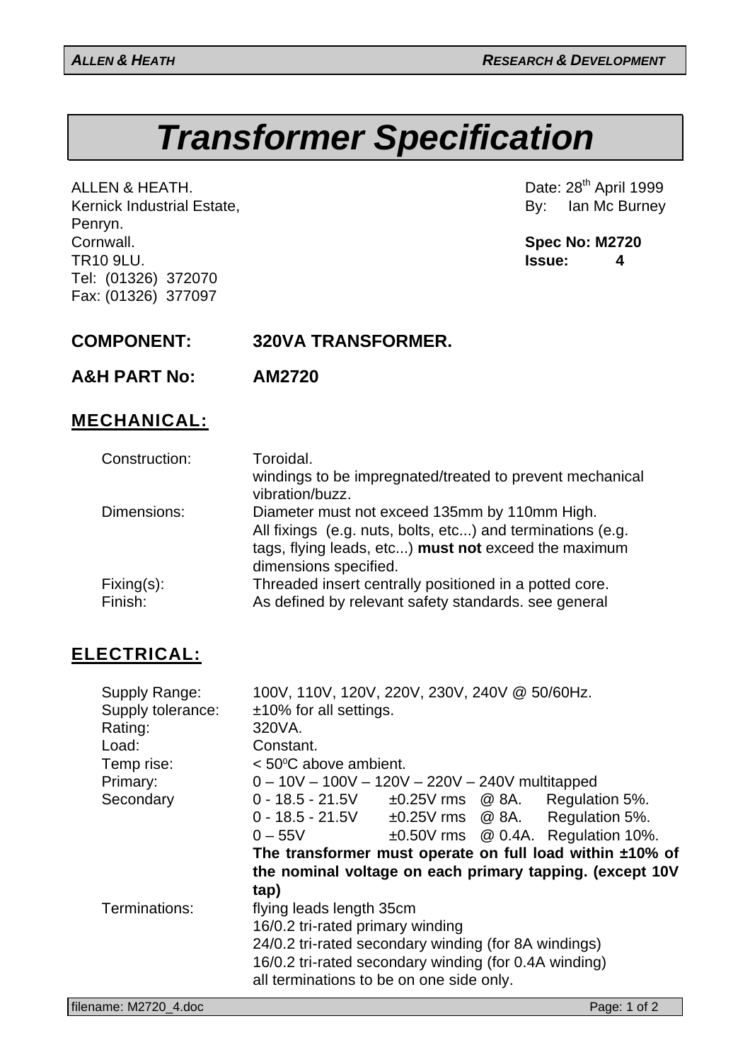# Transformer Specification

ALLEN & HEATH.
Kernick Industrial Estate,
Penryn.
Cornwall.
TR10 9LU.
Tel: (01326) 372070
Fax: (01326) 377097

Date: 28th April 1999
By: Ian Mc Burney

**Spec No: M2720**
**Issue: 4**

**COMPONENT: 320VA TRANSFORMER.**

**A&H PART No: AM2720**

## MECHANICAL:

| | |
|---|---|
| Construction: | Toroidal.<br>windings to be impregnated/treated to prevent mechanical vibration/buzz. |
| Dimensions: | Diameter must not exceed 135mm by 110mm High.<br>All fixings (e.g. nuts, bolts, etc...) and terminations (e.g. tags, flying leads, etc...) **must not** exceed the maximum dimensions specified. |
| Fixing(s): | Threaded insert centrally positioned in a potted core. |
| Finish: | As defined by relevant safety standards. see general |

## ELECTRICAL:

| | |
|---|---|
| Supply Range: | 100V, 110V, 120V, 220V, 230V, 240V @ 50/60Hz. |
| Supply tolerance: | ±10% for all settings. |
| Rating: | 320VA. |
| Load: | Constant. |
| Temp rise: | < 50°C above ambient. |
| Primary: | 0 – 10V – 100V – 120V – 220V – 240V multitapped |
| Secondary | 0 - 18.5 - 21.5V ±0.25V rms @ 8A. Regulation 5%.<br>0 - 18.5 - 21.5V ±0.25V rms @ 8A. Regulation 5%.<br>0 – 55V ±0.50V rms @ 0.4A. Regulation 10%.<br>**The transformer must operate on full load within ±10% of the nominal voltage on each primary tapping. (except 10V tap)** |
| Terminations: | flying leads length 35cm<br>16/0.2 tri-rated primary winding<br>24/0.2 tri-rated secondary winding (for 8A windings)<br>16/0.2 tri-rated secondary winding (for 0.4A winding)<br>all terminations to be on one side only. |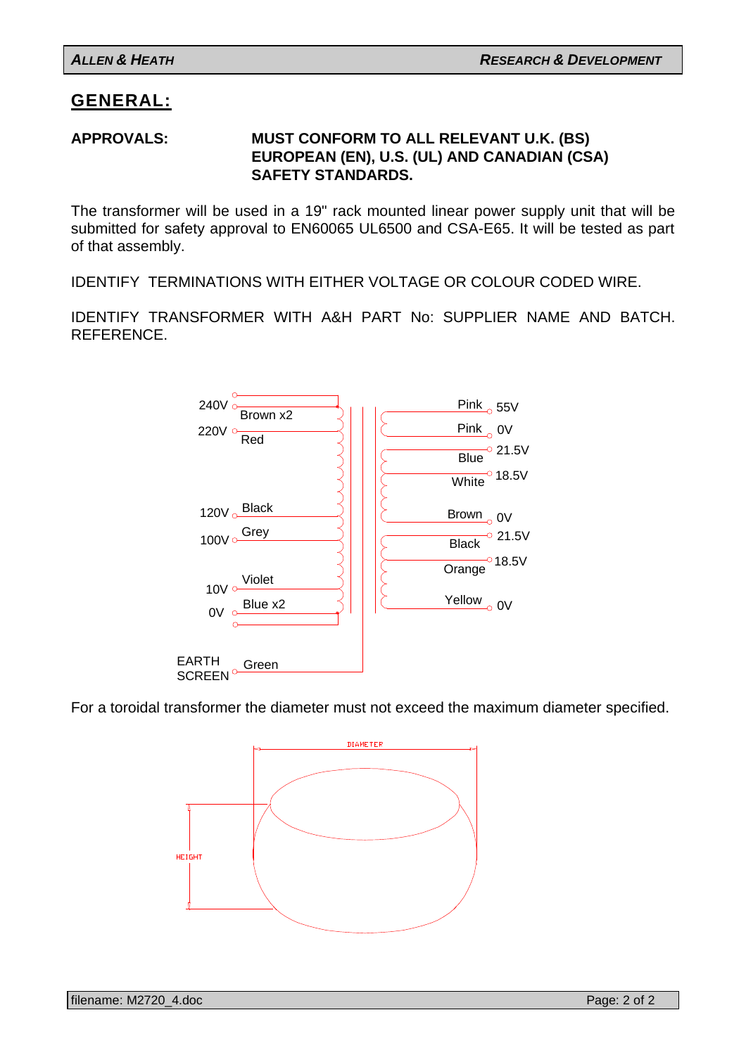## GENERAL:

**APPROVALS:** **MUST CONFORM TO ALL RELEVANT U.K. (BS) EUROPEAN (EN), U.S. (UL) AND CANADIAN (CSA) SAFETY STANDARDS.**

The transformer will be used in a 19" rack mounted linear power supply unit that will be submitted for safety approval to EN60065 UL6500 and CSA-E65. It will be tested as part of that assembly.

IDENTIFY TERMINATIONS WITH EITHER VOLTAGE OR COLOUR CODED WIRE.

IDENTIFY TRANSFORMER WITH A&H PART No: SUPPLIER NAME AND BATCH. REFERENCE.

240V
Brown x2
220V
Red
120V
Black
100V
Grey
10V
Violet
0V
Blue x2
EARTH SCREEN
Green

Pink 55V
Pink 0V
21.5V
Blue
18.5V
White
Brown 0V
21.5V
Black
18.5V
Orange
Yellow 0V

For a toroidal transformer the diameter must not exceed the maximum diameter specified.

DIAMETER
HEIGHT